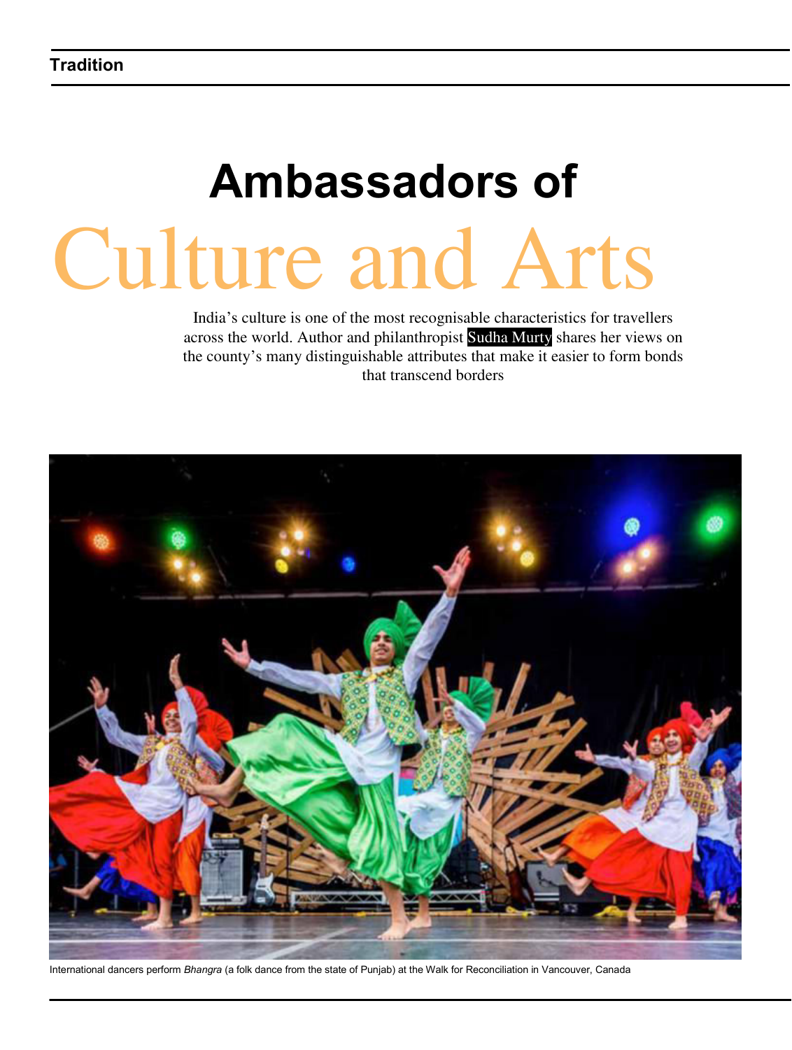# Ambassadors of Culture and Arts

India's culture is one of the most recognisable characteristics for travellers across the world. Author and philanthropist Sudha Murty shares her views on the county's many distinguishable attributes that make it easier to form bonds that transcend borders

International dancers perform *Bhangra* (a folk dance from the state of Punjab) at the Walk for Reconciliation in Vancouver, Canada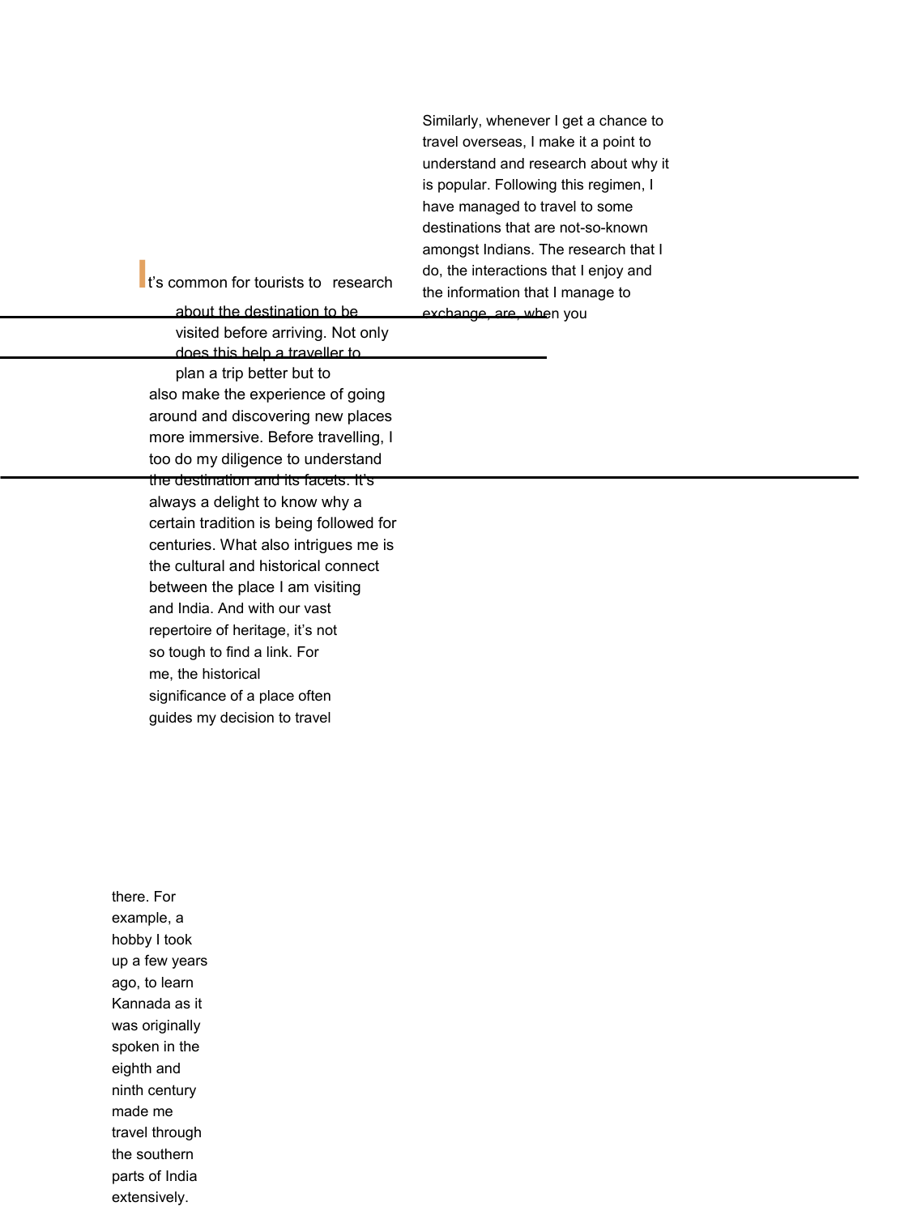It's common for tourists to research about the destination to be visited before arriving. Not only does this help a traveller to plan a trip better but to also make the experience of going around and discovering new places more immersive. Before travelling, I too do my diligence to understand the destination and its facets. It's always a delight to know why a certain tradition is being followed for centuries. What also intrigues me is the cultural and historical connect between the place I am visiting and India. And with our vast repertoire of heritage, it's not so tough to find a link. For me, the historical significance of a place often guides my decision to travel there. For example, a hobby I took up a few years ago, to learn Kannada as it was originally spoken in the eighth and ninth century made me travel through the southern parts of India extensively.

Similarly, whenever I get a chance to travel overseas, I make it a point to understand and research about why it is popular. Following this regimen, I have managed to travel to some destinations that are not-so-known amongst Indians. The research that I do, the interactions that I enjoy and the information that I manage to exchange, are, when you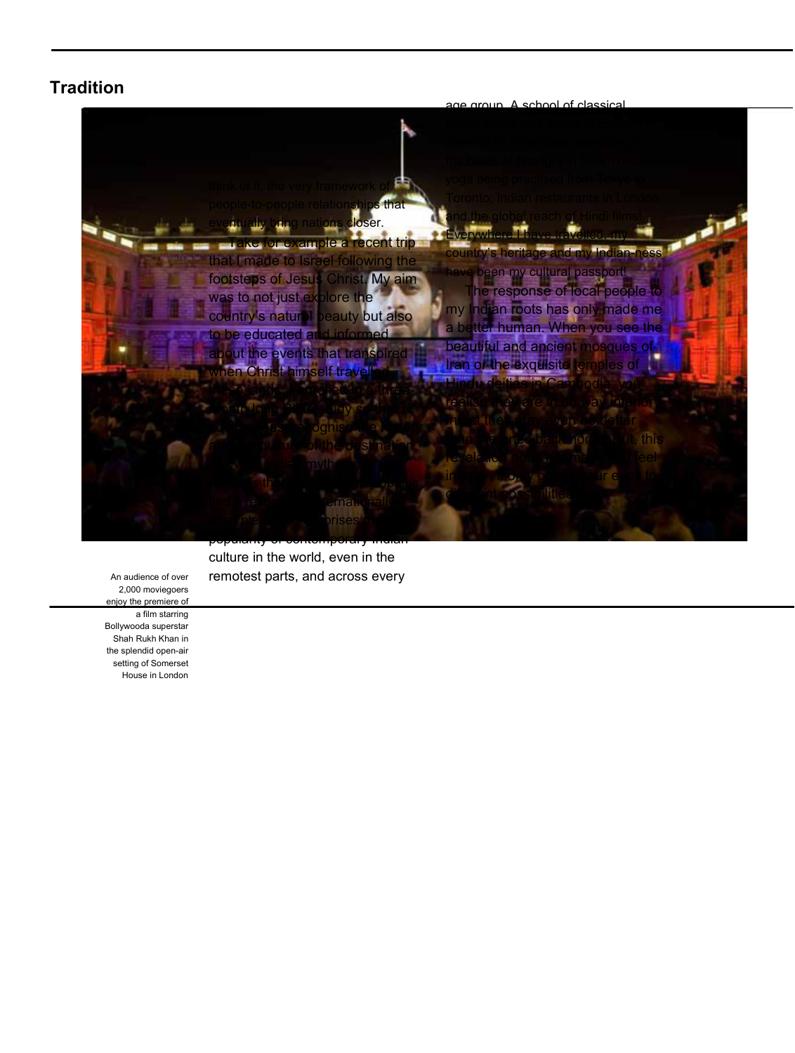think of it, the very framework of people-to-people relationships that eventually bring nations closer.

Take for example a recent trip that I made to Israel following the footsteps of Jesus Christ. My aim was to not just explore the country's natural beauty but also to be educated and informed about the events that transpired when Christ himself travelled these lands. … popularity of contemporary Indian culture in the world, even in the remotest parts, and across every age group. A school of classical … the beats of bhangra in New York; yoga being practised from Tokyo to Toronto; Indian restaurants in London and the global reach of Hindi films! Everywhere I have travelled, my country's heritage and my Indian-ness have been my cultural passport!

The response of local people to my Indian roots has only made me a better human. When you see the beautiful and ancient mosques of Iran or the exquisite temples of Hindu deities in Cambodia, you realise we are in no way inferior … but, this revelation … different possibilities.

An audience of over 2,000 moviegoers enjoy the premiere of a film starring Bollywooda superstar Shah Rukh Khan in the splendid open-air setting of Somerset House in London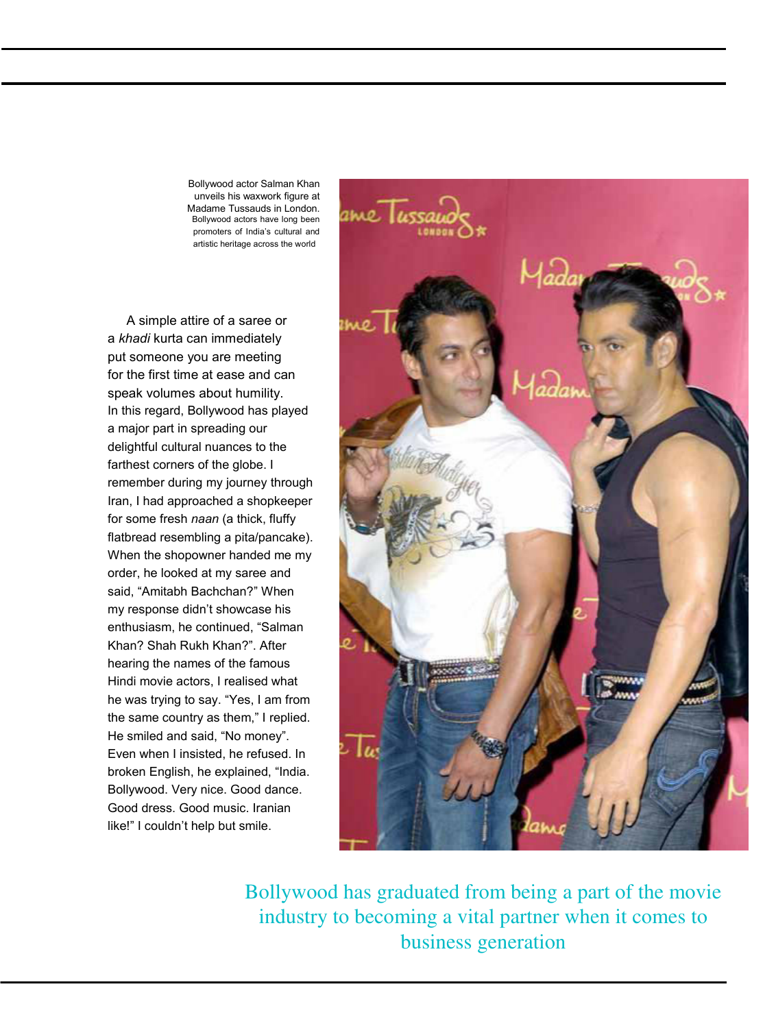Bollywood actor Salman Khan unveils his waxwork figure at Madame Tussauds in London. Bollywood actors have long been promoters of India's cultural and artistic heritage across the world

A simple attire of a saree or a *khadi* kurta can immediately put someone you are meeting for the first time at ease and can speak volumes about humility. In this regard, Bollywood has played a major part in spreading our delightful cultural nuances to the farthest corners of the globe. I remember during my journey through Iran, I had approached a shopkeeper for some fresh *naan* (a thick, fluffy flatbread resembling a pita/pancake). When the shopowner handed me my order, he looked at my saree and said, "Amitabh Bachchan?" When my response didn't showcase his enthusiasm, he continued, "Salman Khan? Shah Rukh Khan?". After hearing the names of the famous Hindi movie actors, I realised what he was trying to say. "Yes, I am from the same country as them," I replied. He smiled and said, "No money". Even when I insisted, he refused. In broken English, he explained, "India. Bollywood. Very nice. Good dance. Good dress. Good music. Iranian like!" I couldn't help but smile.

Bollywood has graduated from being a part of the movie industry to becoming a vital partner when it comes to business generation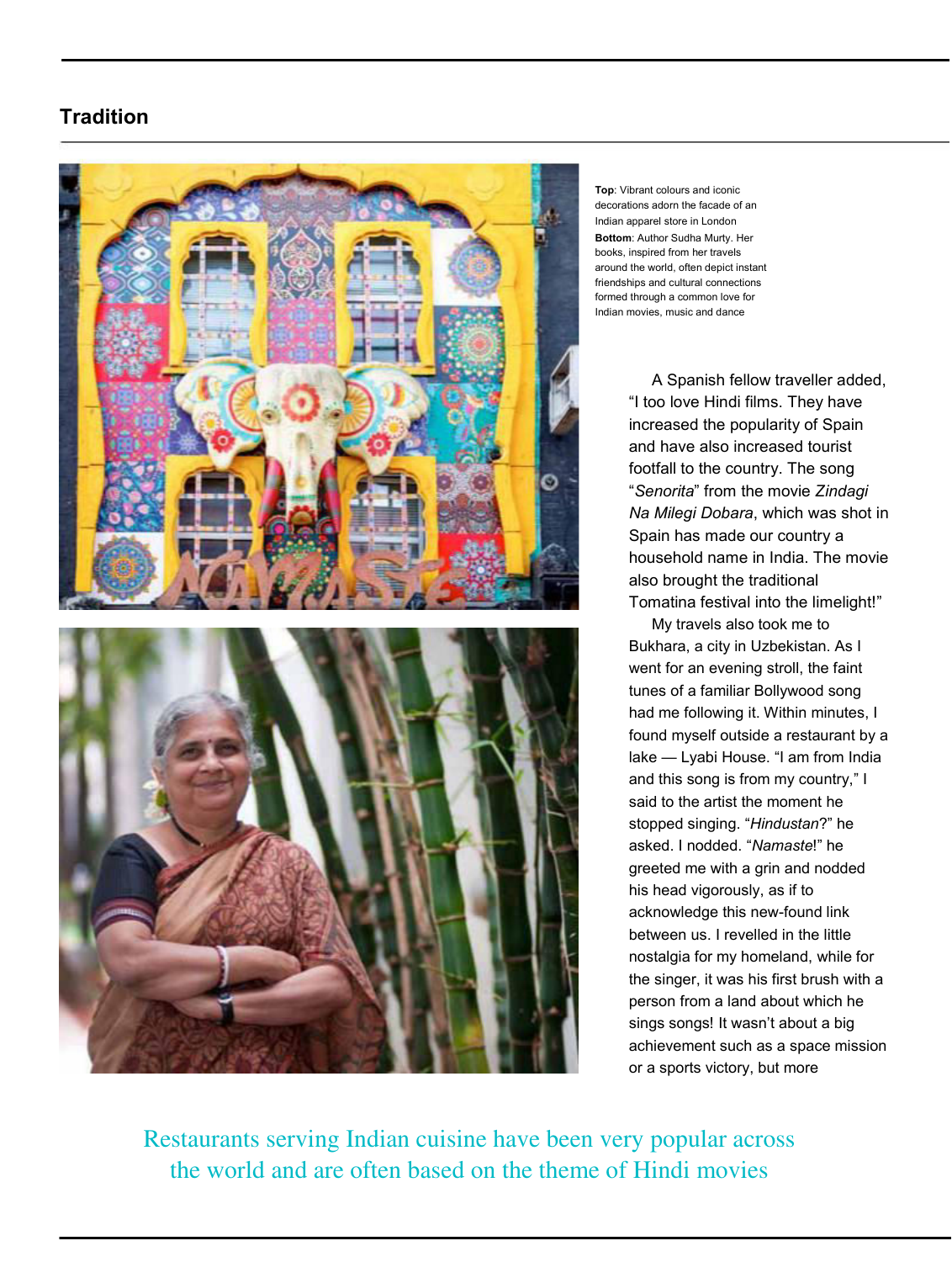## Tradition

**Top**: Vibrant colours and iconic decorations adorn the facade of an Indian apparel store in London
**Bottom**: Author Sudha Murty. Her books, inspired from her travels around the world, often depict instant friendships and cultural connections formed through a common love for Indian movies, music and dance

A Spanish fellow traveller added, "I too love Hindi films. They have increased the popularity of Spain and have also increased tourist footfall to the country. The song "*Senorita*" from the movie *Zindagi Na Milegi Dobara*, which was shot in Spain has made our country a household name in India. The movie also brought the traditional Tomatina festival into the limelight!"

My travels also took me to Bukhara, a city in Uzbekistan. As I went for an evening stroll, the faint tunes of a familiar Bollywood song had me following it. Within minutes, I found myself outside a restaurant by a lake — Lyabi House. "I am from India and this song is from my country," I said to the artist the moment he stopped singing. "*Hindustan*?" he asked. I nodded. "*Namaste*!" he greeted me with a grin and nodded his head vigorously, as if to acknowledge this new-found link between us. I revelled in the little nostalgia for my homeland, while for the singer, it was his first brush with a person from a land about which he sings songs! It wasn't about a big achievement such as a space mission or a sports victory, but more

Restaurants serving Indian cuisine have been very popular across the world and are often based on the theme of Hindi movies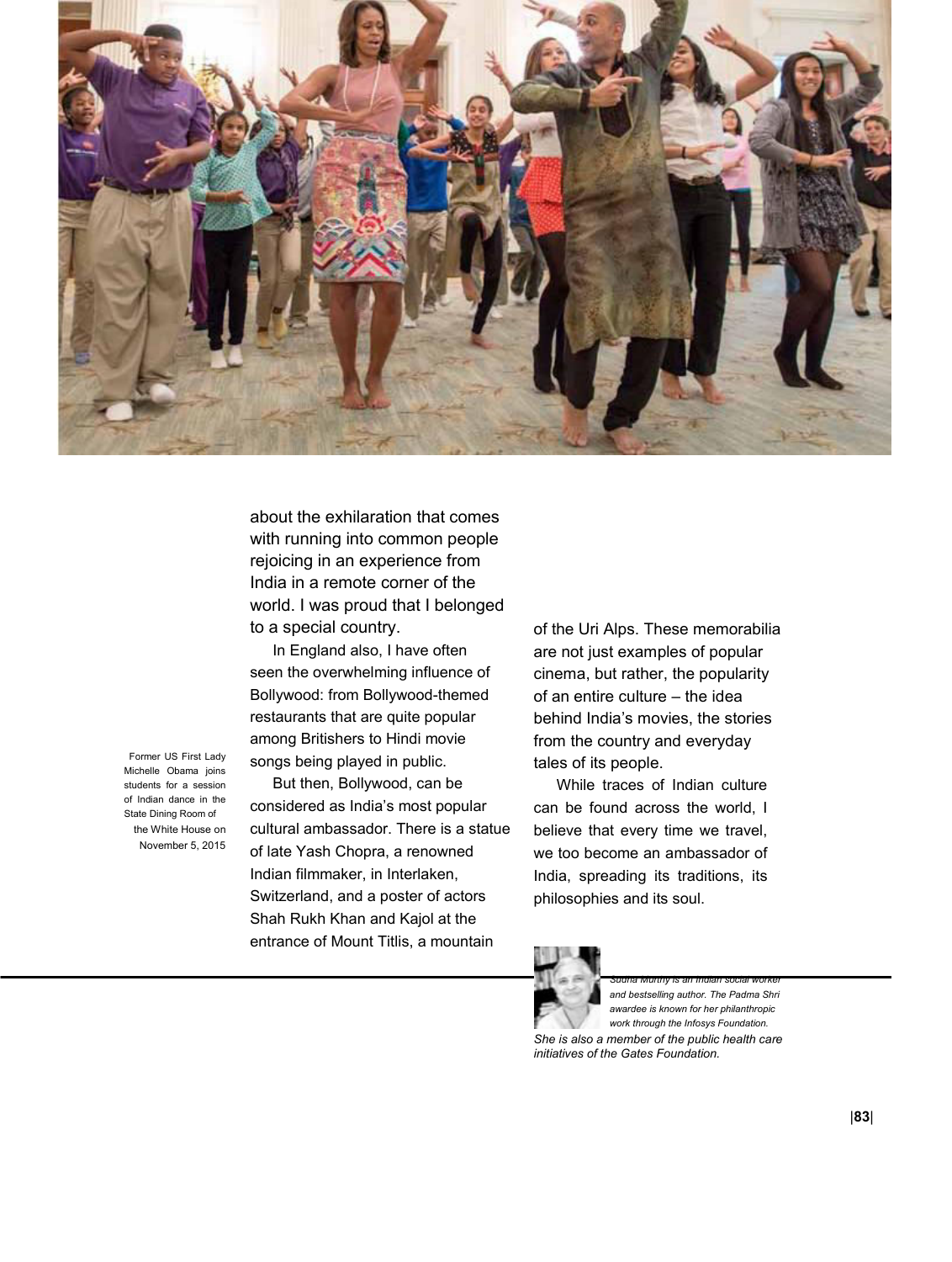about the exhilaration that comes with running into common people rejoicing in an experience from India in a remote corner of the world. I was proud that I belonged to a special country.

In England also, I have often seen the overwhelming influence of Bollywood: from Bollywood-themed restaurants that are quite popular among Britishers to Hindi movie songs being played in public.

But then, Bollywood, can be considered as India's most popular cultural ambassador. There is a statue of late Yash Chopra, a renowned Indian filmmaker, in Interlaken, Switzerland, and a poster of actors Shah Rukh Khan and Kajol at the entrance of Mount Titlis, a mountain of the Uri Alps. These memorabilia are not just examples of popular cinema, but rather, the popularity of an entire culture – the idea behind India's movies, the stories from the country and everyday tales of its people.

While traces of Indian culture can be found across the world, I believe that every time we travel, we too become an ambassador of India, spreading its traditions, its philosophies and its soul.

Former US First Lady Michelle Obama joins students for a session of Indian dance in the State Dining Room of the White House on November 5, 2015

*Sudha Murthy is an Indian social worker and bestselling author. The Padma Shri awardee is known for her philanthropic work through the Infosys Foundation. She is also a member of the public health care initiatives of the Gates Foundation.*